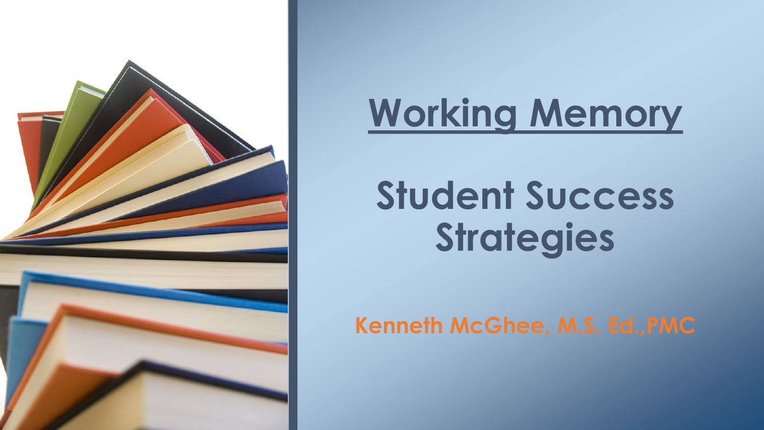# Working Memory

## Student Success Strategies

**Kenneth McGhee, M.S. Ed.,PMC**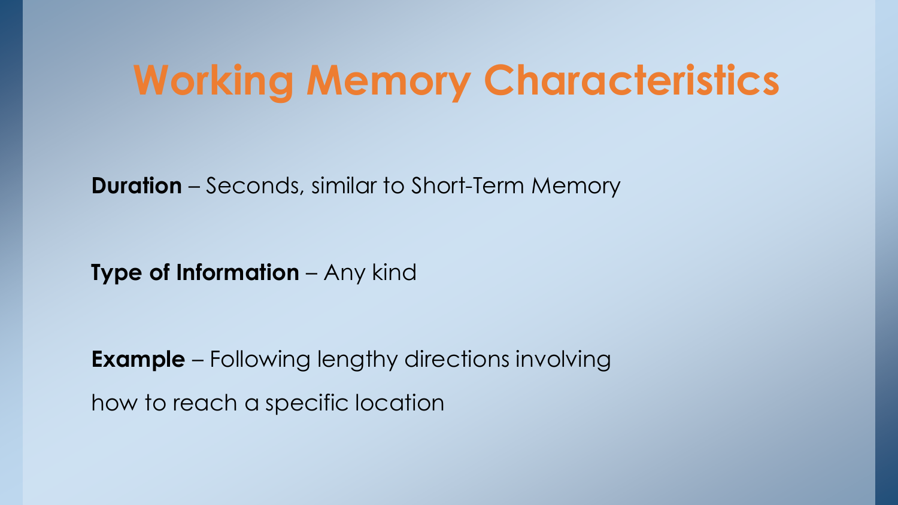# Working Memory Characteristics

**Duration** – Seconds, similar to Short-Term Memory

**Type of Information** – Any kind

**Example** – Following lengthy directions involving how to reach a specific location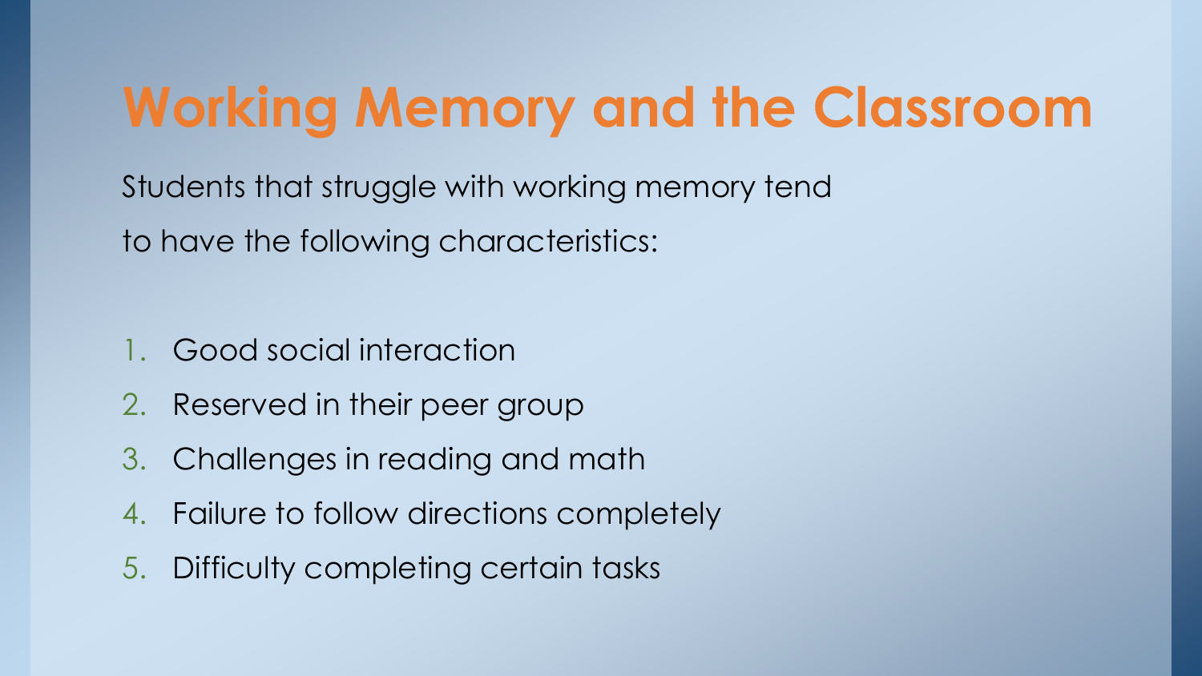# Working Memory and the Classroom

Students that struggle with working memory tend to have the following characteristics:

1. Good social interaction
2. Reserved in their peer group
3. Challenges in reading and math
4. Failure to follow directions completely
5. Difficulty completing certain tasks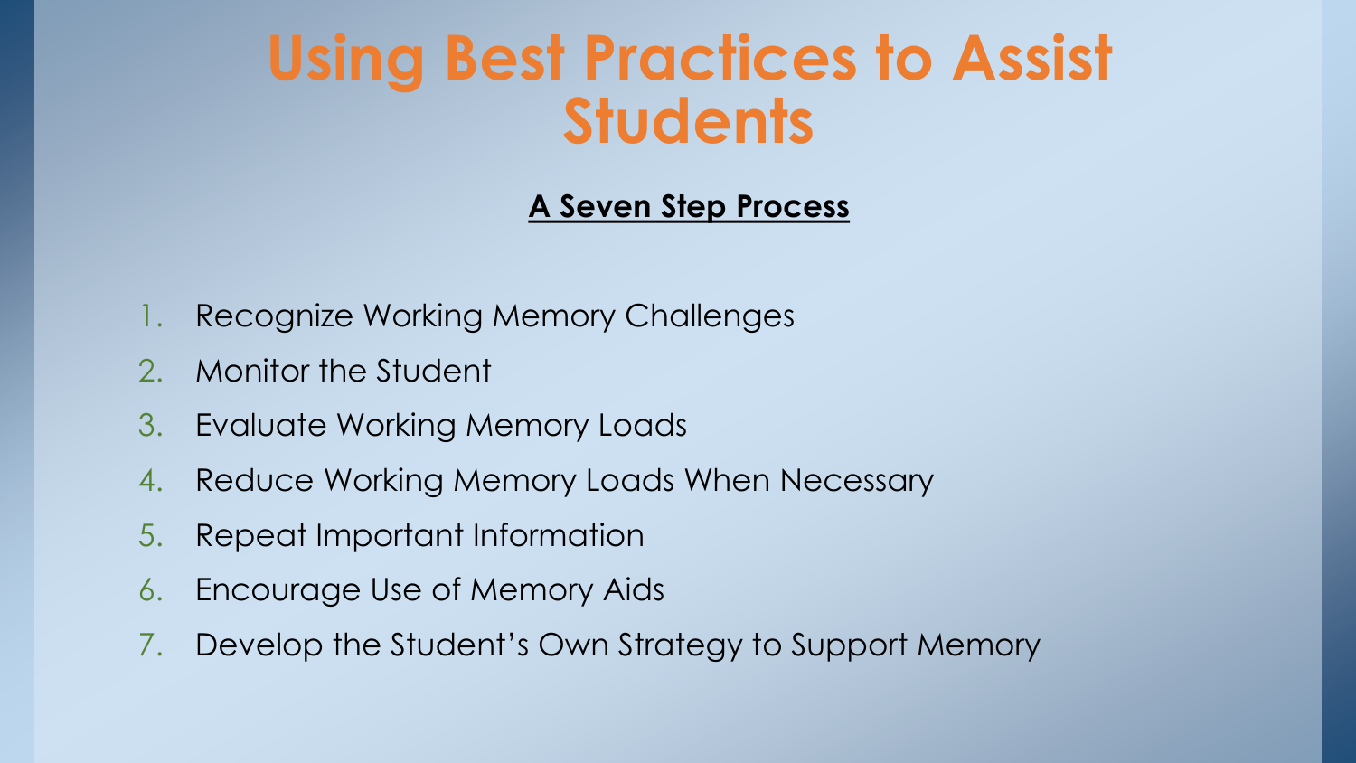# Using Best Practices to Assist Students

**A Seven Step Process**

1. Recognize Working Memory Challenges
2. Monitor the Student
3. Evaluate Working Memory Loads
4. Reduce Working Memory Loads When Necessary
5. Repeat Important Information
6. Encourage Use of Memory Aids
7. Develop the Student's Own Strategy to Support Memory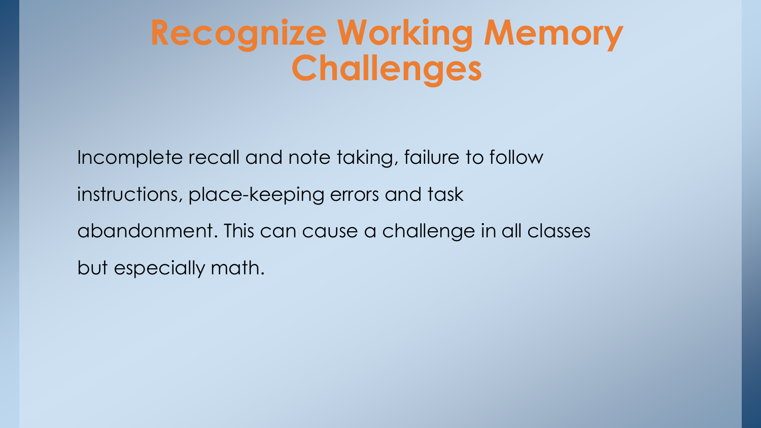# Recognize Working Memory Challenges

Incomplete recall and note taking, failure to follow instructions, place-keeping errors and task abandonment. This can cause a challenge in all classes but especially math.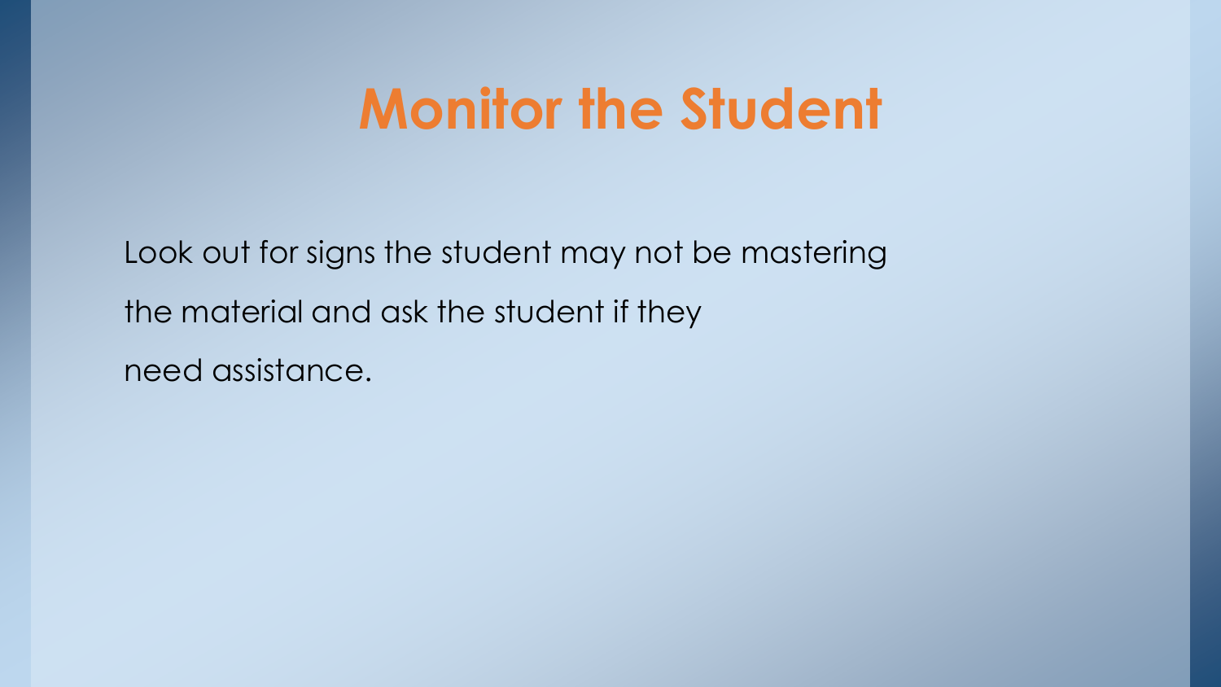# Monitor the Student

Look out for signs the student may not be mastering the material and ask the student if they need assistance.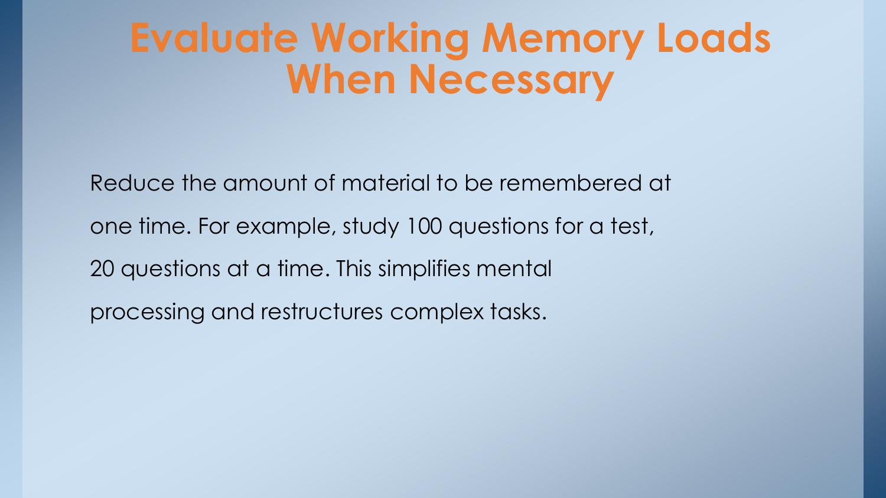# Evaluate Working Memory Loads When Necessary

Reduce the amount of material to be remembered at one time. For example, study 100 questions for a test, 20 questions at a time. This simplifies mental processing and restructures complex tasks.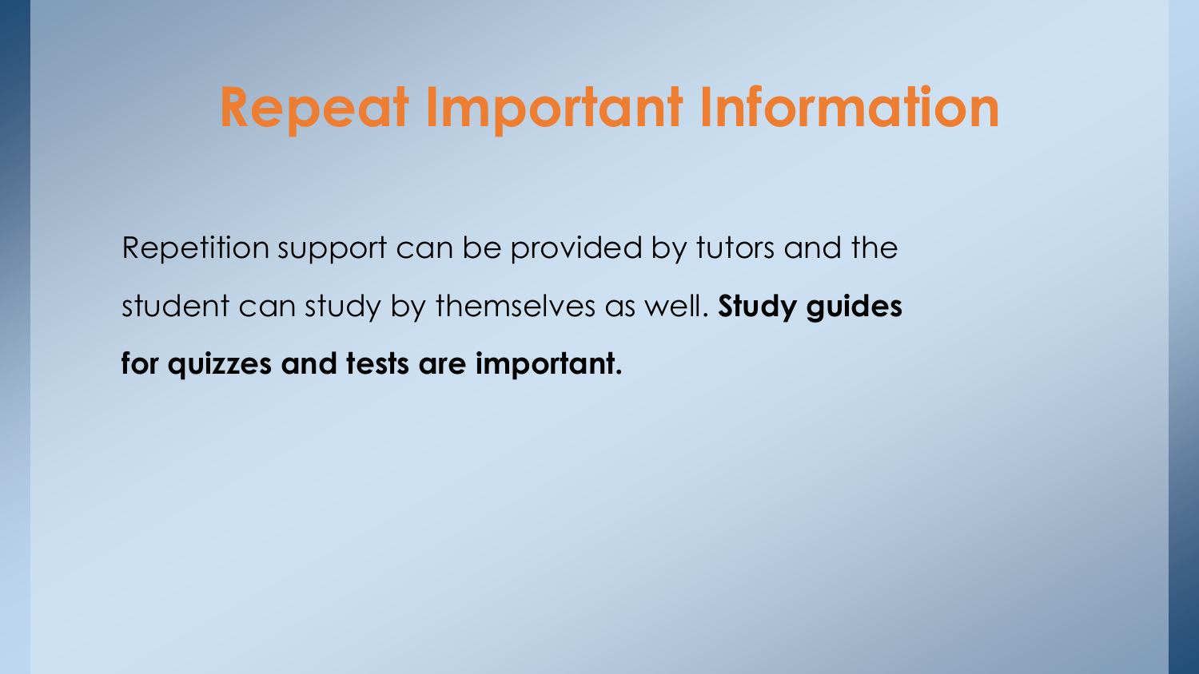# Repeat Important Information

Repetition support can be provided by tutors and the student can study by themselves as well. **Study guides for quizzes and tests are important.**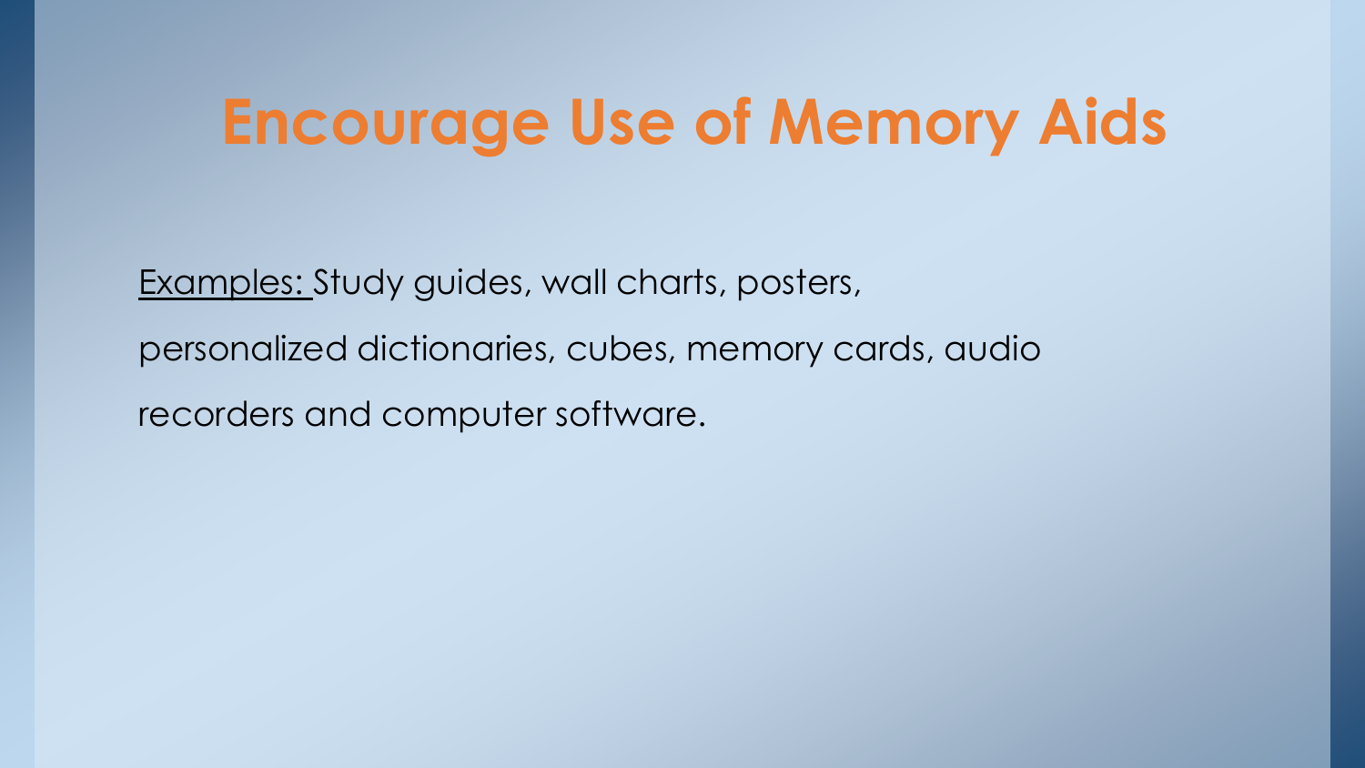# Encourage Use of Memory Aids

<u>Examples:</u> Study guides, wall charts, posters, personalized dictionaries, cubes, memory cards, audio recorders and computer software.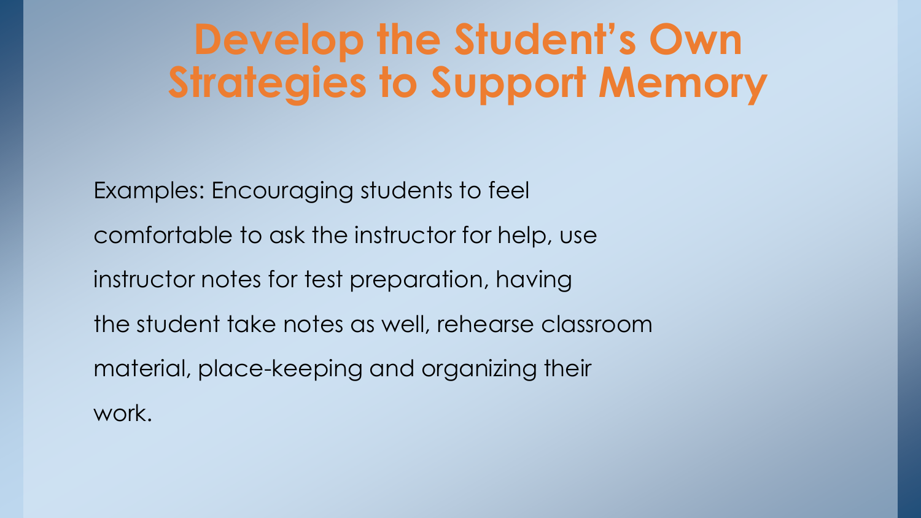# Develop the Student's Own Strategies to Support Memory

Examples: Encouraging students to feel comfortable to ask the instructor for help, use instructor notes for test preparation, having the student take notes as well, rehearse classroom material, place-keeping and organizing their work.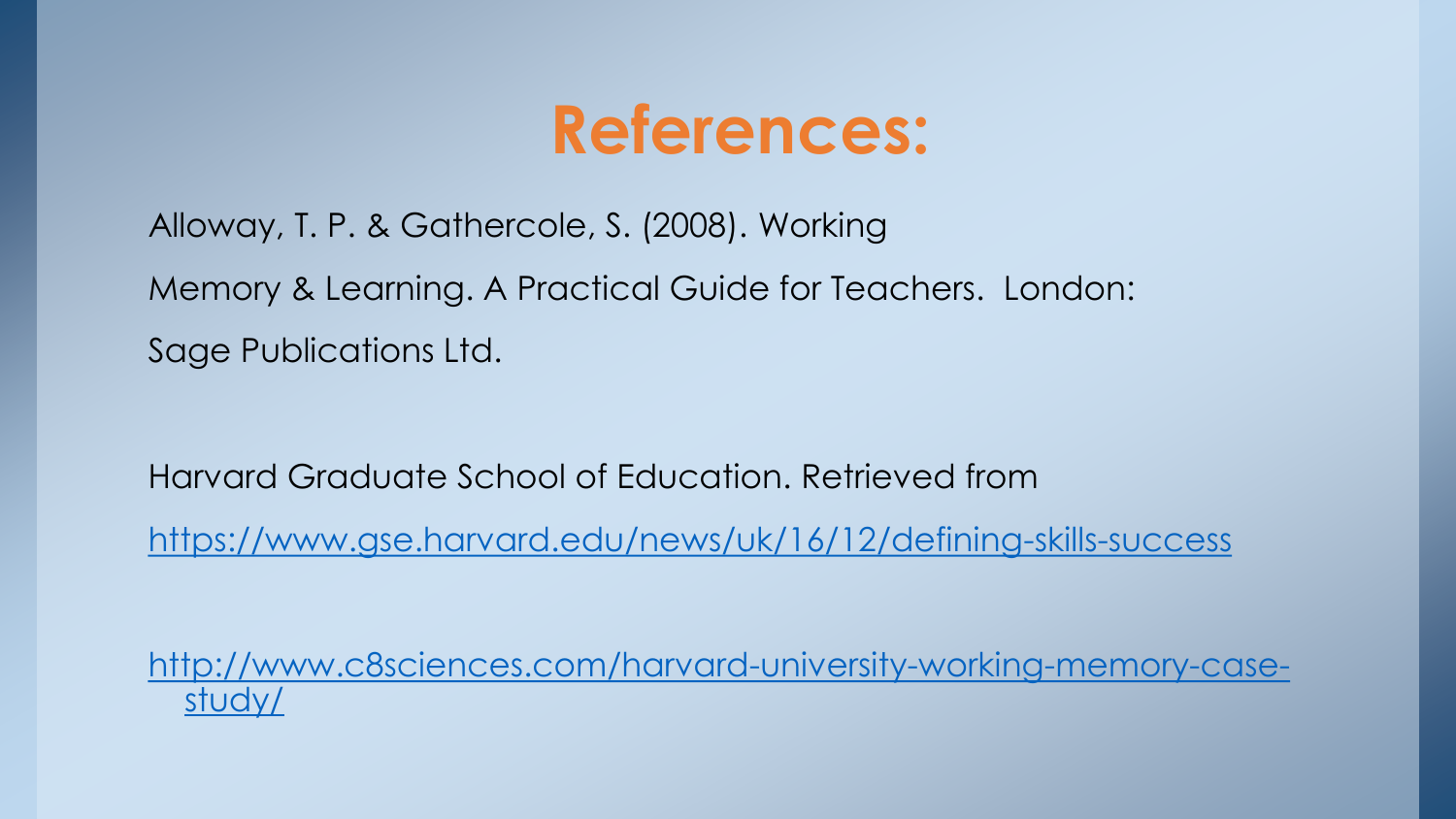# References:

Alloway, T. P. & Gathercole, S. (2008). Working Memory & Learning. A Practical Guide for Teachers. London: Sage Publications Ltd.

Harvard Graduate School of Education. Retrieved from https://www.gse.harvard.edu/news/uk/16/12/defining-skills-success

http://www.c8sciences.com/harvard-university-working-memory-case-study/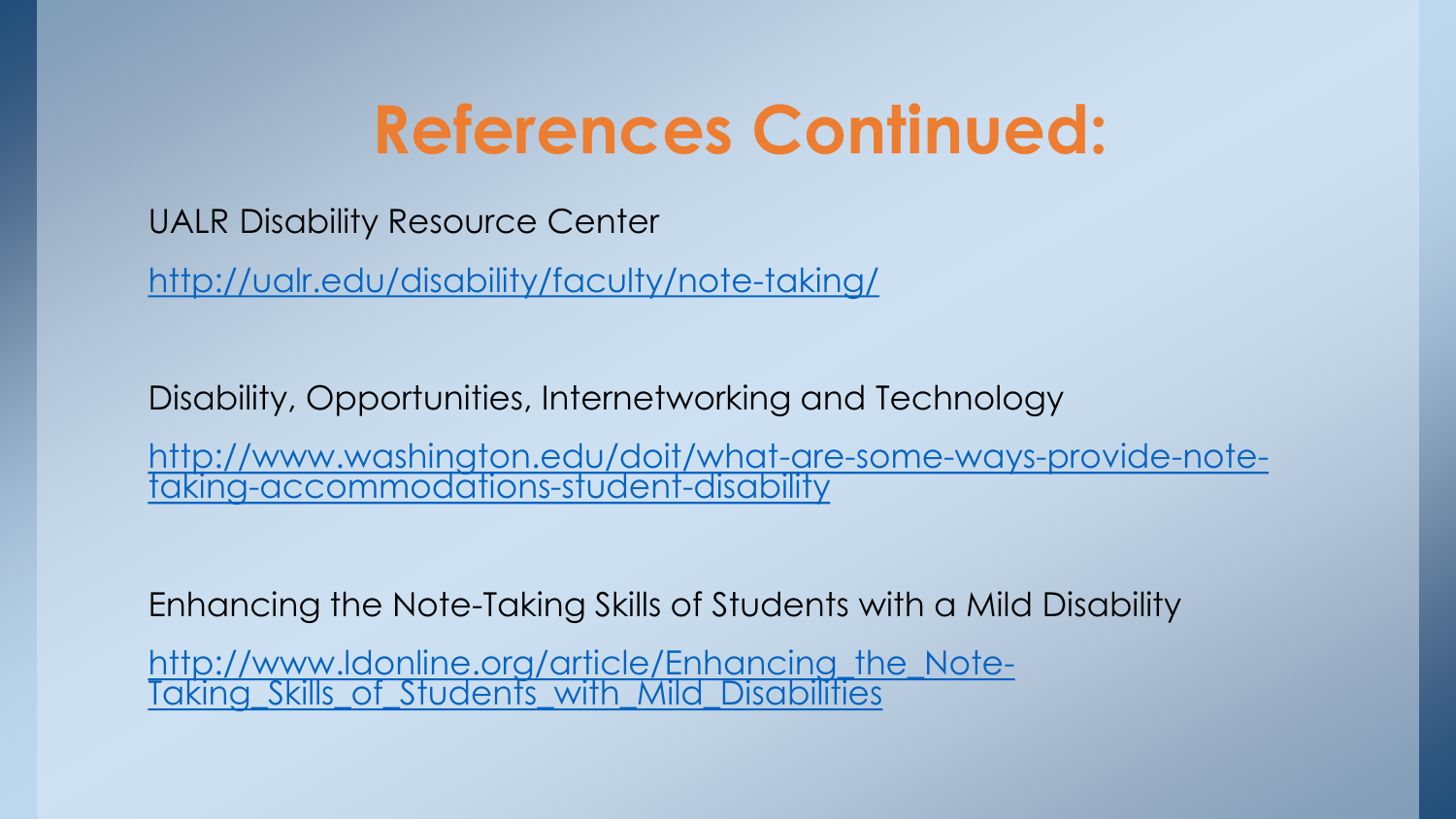# References Continued:

UALR Disability Resource Center

http://ualr.edu/disability/faculty/note-taking/

Disability, Opportunities, Internetworking and Technology

http://www.washington.edu/doit/what-are-some-ways-provide-note-taking-accommodations-student-disability

Enhancing the Note-Taking Skills of Students with a Mild Disability

http://www.ldonline.org/article/Enhancing_the_Note-Taking_Skills_of_Students_with_Mild_Disabilities